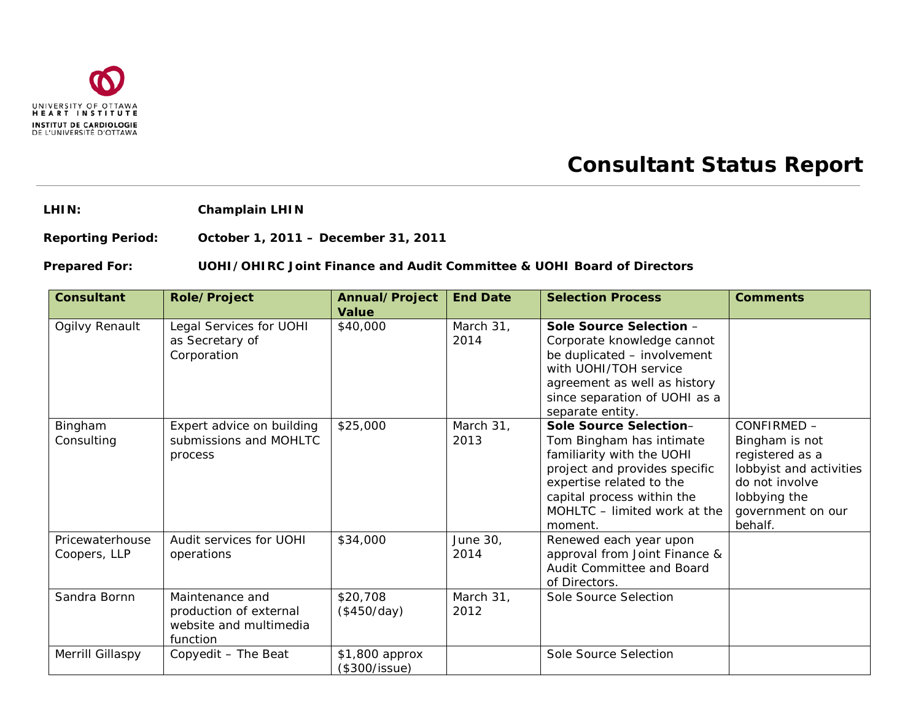UNIVERSITY OF OTTAWA
HEART INSTITUTE
INSTITUT DE CARDIOLOGIE
DE L'UNIVERSITÉ D'OTTAWA

# Consultant Status Report

**LHIN:** **Champlain LHIN**

**Reporting Period:** **October 1, 2011 – December 31, 2011**

**Prepared For:** **UOHI/OHIRC Joint Finance and Audit Committee & UOHI Board of Directors**

| Consultant | Role/Project | Annual/Project Value | End Date | Selection Process | Comments |
|---|---|---|---|---|---|
| Ogilvy Renault | Legal Services for UOHI as Secretary of Corporation | $40,000 | March 31, 2014 | **Sole Source Selection** – Corporate knowledge cannot be duplicated – involvement with UOHI/TOH service agreement as well as history since separation of UOHI as a separate entity. | |
| Bingham Consulting | Expert advice on building submissions and MOHLTC process | $25,000 | March 31, 2013 | **Sole Source Selection**– Tom Bingham has intimate familiarity with the UOHI project and provides specific expertise related to the capital process within the MOHLTC – limited work at the moment. | CONFIRMED – Bingham is not registered as a lobbyist and activities do not involve lobbying the government on our behalf. |
| Pricewaterhouse Coopers, LLP | Audit services for UOHI operations | $34,000 | June 30, 2014 | Renewed each year upon approval from Joint Finance & Audit Committee and Board of Directors. | |
| Sandra Bornn | Maintenance and production of external website and multimedia function | $20,708 ($450/day) | March 31, 2012 | Sole Source Selection | |
| Merrill Gillaspy | Copyedit – The Beat | $1,800 approx ($300/issue) | | Sole Source Selection | |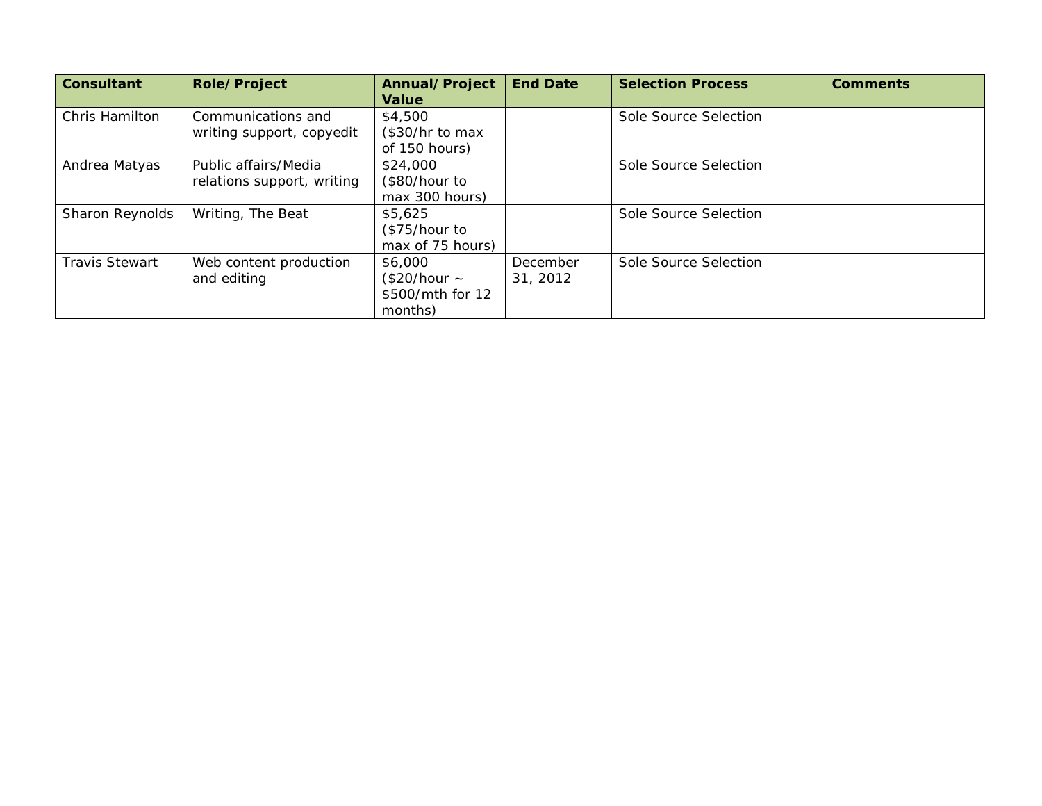| Consultant | Role/Project | Annual/Project Value | End Date | Selection Process | Comments |
|---|---|---|---|---|---|
| Chris Hamilton | Communications and writing support, copyedit | $4,500 ($30/hr to max of 150 hours) | | Sole Source Selection | |
| Andrea Matyas | Public affairs/Media relations support, writing | $24,000 ($80/hour to max 300 hours) | | Sole Source Selection | |
| Sharon Reynolds | Writing, The Beat | $5,625 ($75/hour to max of 75 hours) | | Sole Source Selection | |
| Travis Stewart | Web content production and editing | $6,000 ($20/hour ~ $500/mth for 12 months) | December 31, 2012 | Sole Source Selection | |